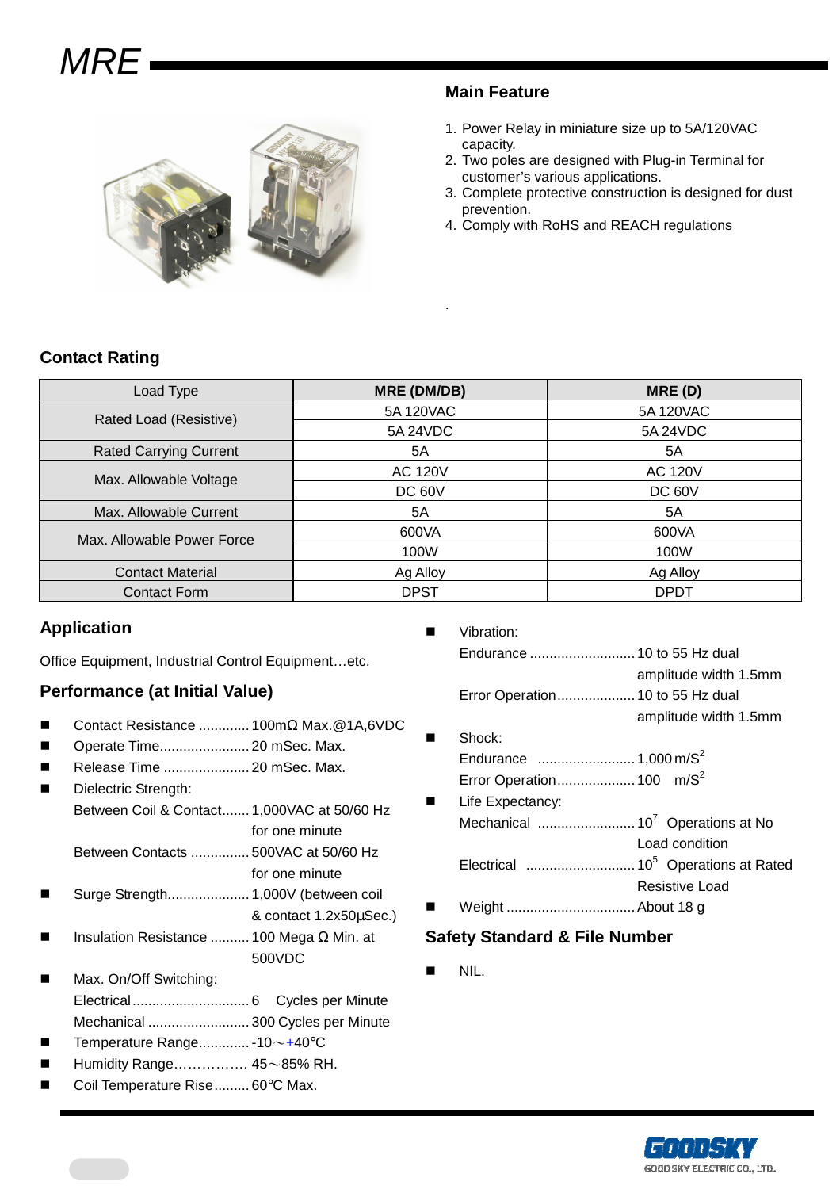# MRE

## Main Feature

1. Power Relay in miniature size up to 5A/120VAC capacity.
2. Two poles are designed with Plug-in Terminal for customer's various applications.
3. Complete protective construction is designed for dust prevention.
4. Comply with RoHS and REACH regulations

## Contact Rating

| Load Type | MRE (DM/DB) | MRE (D) |
|---|---|---|
| Rated Load (Resistive) | 5A 120VAC | 5A 120VAC |
| | 5A 24VDC | 5A 24VDC |
| Rated Carrying Current | 5A | 5A |
| Max. Allowable Voltage | AC 120V | AC 120V |
| | DC 60V | DC 60V |
| Max. Allowable Current | 5A | 5A |
| Max. Allowable Power Force | 600VA | 600VA |
| | 100W | 100W |
| Contact Material | Ag Alloy | Ag Alloy |
| Contact Form | DPST | DPDT |

## Application

Office Equipment, Industrial Control Equipment…etc.

## Performance (at Initial Value)

- Contact Resistance ............. 100mΩ Max.@1A,6VDC
- Operate Time....................... 20 mSec. Max.
- Release Time ...................... 20 mSec. Max.
- Dielectric Strength:
  - Between Coil & Contact....... 1,000VAC at 50/60 Hz for one minute
  - Between Contacts ............... 500VAC at 50/60 Hz for one minute
- Surge Strength..................... 1,000V (between coil & contact 1.2x50µSec.)
- Insulation Resistance .......... 100 Mega Ω Min. at 500VDC
- Max. On/Off Switching:
  - Electrical............................. 6 Cycles per Minute
  - Mechanical .......................... 300 Cycles per Minute
- Temperature Range............. -10～+40℃
- Humidity Range……………. 45～85% RH.
- Coil Temperature Rise......... 60℃ Max.
- Vibration:
  - Endurance ........................... 10 to 55 Hz dual amplitude width 1.5mm
  - Error Operation.................... 10 to 55 Hz dual amplitude width 1.5mm
- Shock:
  - Endurance ......................... 1,000 $m/S^2$
  - Error Operation.................... 100 $m/S^2$
- Life Expectancy:
  - Mechanical ......................... $10^7$ Operations at No Load condition
  - Electrical ............................ $10^5$ Operations at Rated Resistive Load
- Weight ................................. About 18 g

## Safety Standard & File Number

- NIL.

GOODSKY ELECTRIC CO., LTD.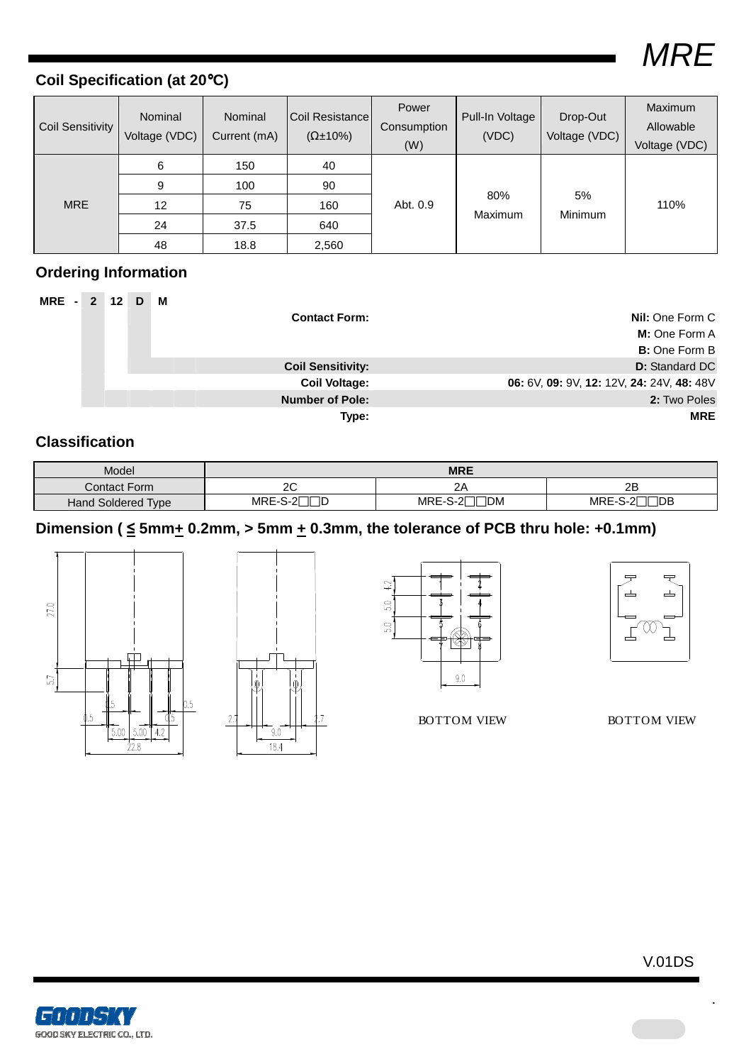## Coil Specification (at 20°C)

| Coil Sensitivity | Nominal Voltage (VDC) | Nominal Current (mA) | Coil Resistance (Ω±10%) | Power Consumption (W) | Pull-In Voltage (VDC) | Drop-Out Voltage (VDC) | Maximum Allowable Voltage (VDC) |
|---|---|---|---|---|---|---|---|
| MRE | 6 | 150 | 40 | Abt. 0.9 | 80% Maximum | 5% Minimum | 110% |
| | 9 | 100 | 90 | | | | |
| | 12 | 75 | 160 | | | | |
| | 24 | 37.5 | 640 | | | | |
| | 48 | 18.8 | 2,560 | | | | |

## Ordering Information

**MRE - 2 12 D M**

| | |
|---|---|
| **Contact Form:** | **Nil:** One Form C |
| | **M:** One Form A |
| | **B:** One Form B |
| **Coil Sensitivity:** | **D:** Standard DC |
| **Coil Voltage:** | **06:** 6V, **09:** 9V, **12:** 12V, **24:** 24V, **48:** 48V |
| **Number of Pole:** | **2:** Two Poles |
| **Type:** | **MRE** |

## Classification

| Model | MRE | | |
|---|---|---|---|
| Contact Form | 2C | 2A | 2B |
| Hand Soldered Type | MRE-S-2□□D | MRE-S-2□□DM | MRE-S-2□□DB |

## Dimension ( ≤ 5mm± 0.2mm, > 5mm ± 0.3mm, the tolerance of PCB thru hole: +0.1mm)

27.0
5.7
0.5
1.5
0.5
0.5
5.00
5.00
4.2
22.8
2.7
2.7
9.0
18.4
4.2
5.0
5.0
9.0

BOTTOM VIEW

BOTTOM VIEW

V.01DS